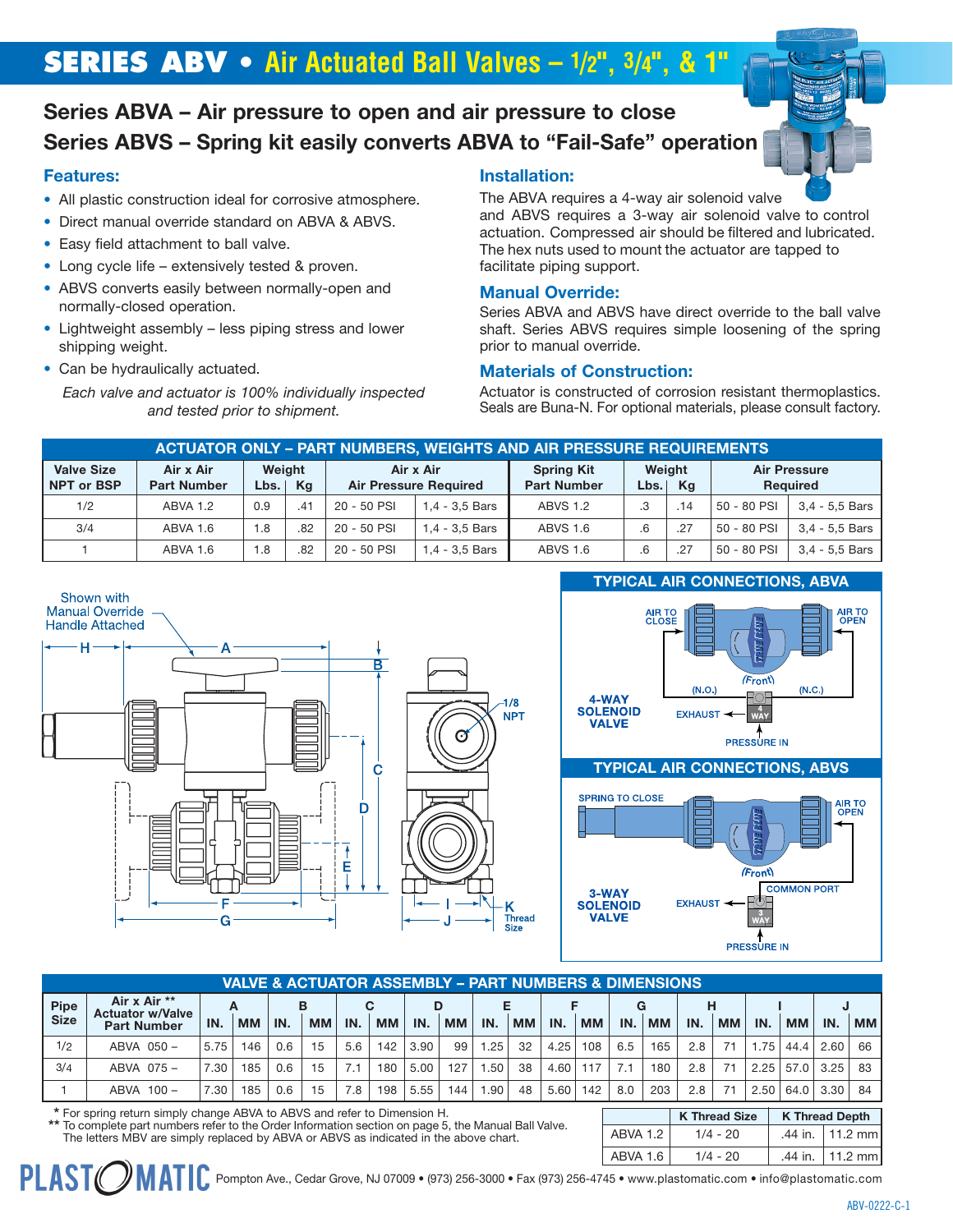# SERIES ABV • Air Actuated Ball Valves – 1/2", 3/4", & 1"

## Series ABVA – Air pressure to open and air pressure to close
## Series ABVS – Spring kit easily converts ABVA to "Fail-Safe" operation

### Features:

- All plastic construction ideal for corrosive atmosphere.
- Direct manual override standard on ABVA & ABVS.
- Easy field attachment to ball valve.
- Long cycle life – extensively tested & proven.
- ABVS converts easily between normally-open and normally-closed operation.
- Lightweight assembly – less piping stress and lower shipping weight.
- Can be hydraulically actuated.

*Each valve and actuator is 100% individually inspected and tested prior to shipment.*

### Installation:

The ABVA requires a 4-way air solenoid valve and ABVS requires a 3-way air solenoid valve to control actuation. Compressed air should be filtered and lubricated. The hex nuts used to mount the actuator are tapped to facilitate piping support.

### Manual Override:

Series ABVA and ABVS have direct override to the ball valve shaft. Series ABVS requires simple loosening of the spring prior to manual override.

### Materials of Construction:

Actuator is constructed of corrosion resistant thermoplastics. Seals are Buna-N. For optional materials, please consult factory.

**ACTUATOR ONLY – PART NUMBERS, WEIGHTS AND AIR PRESSURE REQUIREMENTS**

| Valve Size NPT or BSP | Air x Air Part Number | Weight Lbs. | Weight Kg | Air x Air Air Pressure Required | | Spring Kit Part Number | Weight Lbs. | Weight Kg | Air Pressure Required | |
|---|---|---|---|---|---|---|---|---|---|---|
| 1/2 | ABVA 1.2 | 0.9 | .41 | 20 - 50 PSI | 1,4 - 3,5 Bars | ABVS 1.2 | .3 | .14 | 50 - 80 PSI | 3,4 - 5,5 Bars |
| 3/4 | ABVA 1.6 | 1.8 | .82 | 20 - 50 PSI | 1,4 - 3,5 Bars | ABVS 1.6 | .6 | .27 | 50 - 80 PSI | 3,4 - 5,5 Bars |
| 1 | ABVA 1.6 | 1.8 | .82 | 20 - 50 PSI | 1,4 - 3,5 Bars | ABVS 1.6 | .6 | .27 | 50 - 80 PSI | 3,4 - 5,5 Bars |

Shown with Manual Override Handle Attached

**TYPICAL AIR CONNECTIONS, ABVA**

AIR TO CLOSE — AIR TO OPEN — (N.O.) — (N.C.) — 4-WAY SOLENOID VALVE — EXHAUST — PRESSURE IN

**TYPICAL AIR CONNECTIONS, ABVS**

SPRING TO CLOSE — AIR TO OPEN — COMMON PORT — 3-WAY SOLENOID VALVE — EXHAUST — PRESSURE IN

**VALVE & ACTUATOR ASSEMBLY – PART NUMBERS & DIMENSIONS**

| Pipe Size | Air x Air ** Actuator w/Valve Part Number | A IN. | A MM | B IN. | B MM | C IN. | C MM | D IN. | D MM | E IN. | E MM | F IN. | F MM | G IN. | G MM | H IN. | H MM | I IN. | I MM | J IN. | J MM |
|---|---|---|---|---|---|---|---|---|---|---|---|---|---|---|---|---|---|---|---|---|---|
| 1/2 | ABVA 050 – | 5.75 | 146 | 0.6 | 15 | 5.6 | 142 | 3.90 | 99 | 1.25 | 32 | 4.25 | 108 | 6.5 | 165 | 2.8 | 71 | 1.75 | 44.4 | 2.60 | 66 |
| 3/4 | ABVA 075 – | 7.30 | 185 | 0.6 | 15 | 7.1 | 180 | 5.00 | 127 | 1.50 | 38 | 4.60 | 117 | 7.1 | 180 | 2.8 | 71 | 2.25 | 57.0 | 3.25 | 83 |
| 1 | ABVA 100 – | 7.30 | 185 | 0.6 | 15 | 7.8 | 198 | 5.55 | 144 | 1.90 | 48 | 5.60 | 142 | 8.0 | 203 | 2.8 | 71 | 2.50 | 64.0 | 3.30 | 84 |

\* For spring return simply change ABVA to ABVS and refer to Dimension H.
** To complete part numbers refer to the Order Information section on page 5, the Manual Ball Valve. The letters MBV are simply replaced by ABVA or ABVS as indicated in the above chart.

| | K Thread Size | K Thread Depth | |
|---|---|---|---|
| ABVA 1.2 | 1/4 - 20 | .44 in. | 11.2 mm |
| ABVA 1.6 | 1/4 - 20 | .44 in. | 11.2 mm |

PLASTOMATIC Pompton Ave., Cedar Grove, NJ 07009 • (973) 256-3000 • Fax (973) 256-4745 • www.plastomatic.com • info@plastomatic.com

ABV-0222-C-1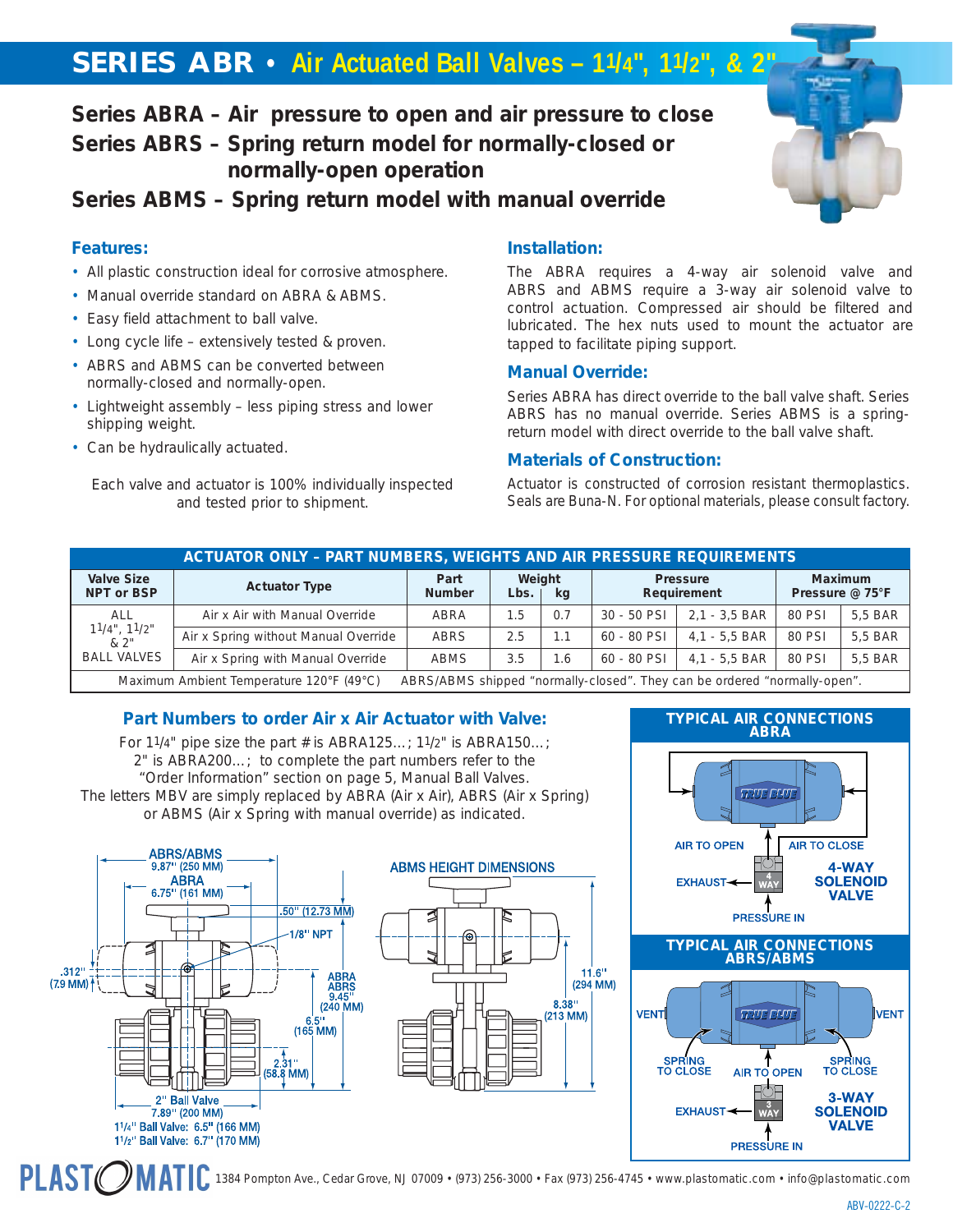# SERIES ABR • Air Actuated Ball Valves – 1 1/4", 1 1/2", & 2"

## Series ABRA – Air pressure to open and air pressure to close
## Series ABRS – Spring return model for normally-closed or normally-open operation
## Series ABMS – Spring return model with manual override

### Features:

- All plastic construction ideal for corrosive atmosphere.
- Manual override standard on ABRA & ABMS.
- Easy field attachment to ball valve.
- Long cycle life – extensively tested & proven.
- ABRS and ABMS can be converted between normally-closed and normally-open.
- Lightweight assembly – less piping stress and lower shipping weight.
- Can be hydraulically actuated.

Each valve and actuator is 100% individually inspected and tested prior to shipment.

### Installation:

The ABRA requires a 4-way air solenoid valve and ABRS and ABMS require a 3-way air solenoid valve to control actuation. Compressed air should be filtered and lubricated. The hex nuts used to mount the actuator are tapped to facilitate piping support.

### Manual Override:

Series ABRA has direct override to the ball valve shaft. Series ABRS has no manual override. Series ABMS is a spring-return model with direct override to the ball valve shaft.

### Materials of Construction:

Actuator is constructed of corrosion resistant thermoplastics. Seals are Buna-N. For optional materials, please consult factory.

**ACTUATOR ONLY – PART NUMBERS, WEIGHTS AND AIR PRESSURE REQUIREMENTS**

| Valve Size NPT or BSP | Actuator Type | Part Number | Weight Lbs. | Weight kg | Pressure Requirement | | Maximum Pressure @ 75°F | |
|---|---|---|---|---|---|---|---|---|
| ALL 1 1/4", 1 1/2" & 2" BALL VALVES | Air x Air with Manual Override | ABRA | 1.5 | 0.7 | 30 - 50 PSI | 2,1 - 3,5 BAR | 80 PSI | 5,5 BAR |
| | Air x Spring without Manual Override | ABRS | 2.5 | 1.1 | 60 - 80 PSI | 4,1 - 5,5 BAR | 80 PSI | 5,5 BAR |
| | Air x Spring with Manual Override | ABMS | 3.5 | 1.6 | 60 - 80 PSI | 4,1 - 5,5 BAR | 80 PSI | 5,5 BAR |
| Maximum Ambient Temperature 120°F (49°C) ABRS/ABMS shipped "normally-closed". They can be ordered "normally-open". | | | | | | | | |

### Part Numbers to order Air x Air Actuator with Valve:

For 1 1/4" pipe size the part # is ABRA125...; 1 1/2" is ABRA150...; 2" is ABRA200...; to complete the part numbers refer to the "Order Information" section on page 5, Manual Ball Valves. The letters MBV are simply replaced by ABRA (Air x Air), ABRS (Air x Spring) or ABMS (Air x Spring with manual override) as indicated.

ABRS/ABMS 9.87" (250 MM)
ABRA 6.75" (161 MM)
.50" (12.73 MM)
1/8" NPT
.312" (7.9 MM)
ABRA ABRS 9.45" (240 MM)
6.5" (165 MM)
2.31" (58.8 MM)
2" Ball Valve 7.89" (200 MM)
1 1/4" Ball Valve: 6.5" (166 MM)
1 1/2" Ball Valve: 6.7" (170 MM)

ABMS HEIGHT DIMENSIONS
11.6" (294 MM)
8.38" (213 MM)

**TYPICAL AIR CONNECTIONS ABRA**

AIR TO OPEN · AIR TO CLOSE · EXHAUST · 4-WAY SOLENOID VALVE · PRESSURE IN

**TYPICAL AIR CONNECTIONS ABRS/ABMS**

VENT · VENT · SPRING TO CLOSE · AIR TO OPEN · SPRING TO CLOSE · EXHAUST · 3-WAY SOLENOID VALVE · PRESSURE IN

PLAST-O-MATIC 1384 Pompton Ave., Cedar Grove, NJ 07009 • (973) 256-3000 • Fax (973) 256-4745 • www.plastomatic.com • info@plastomatic.com

ABV-0222-C-2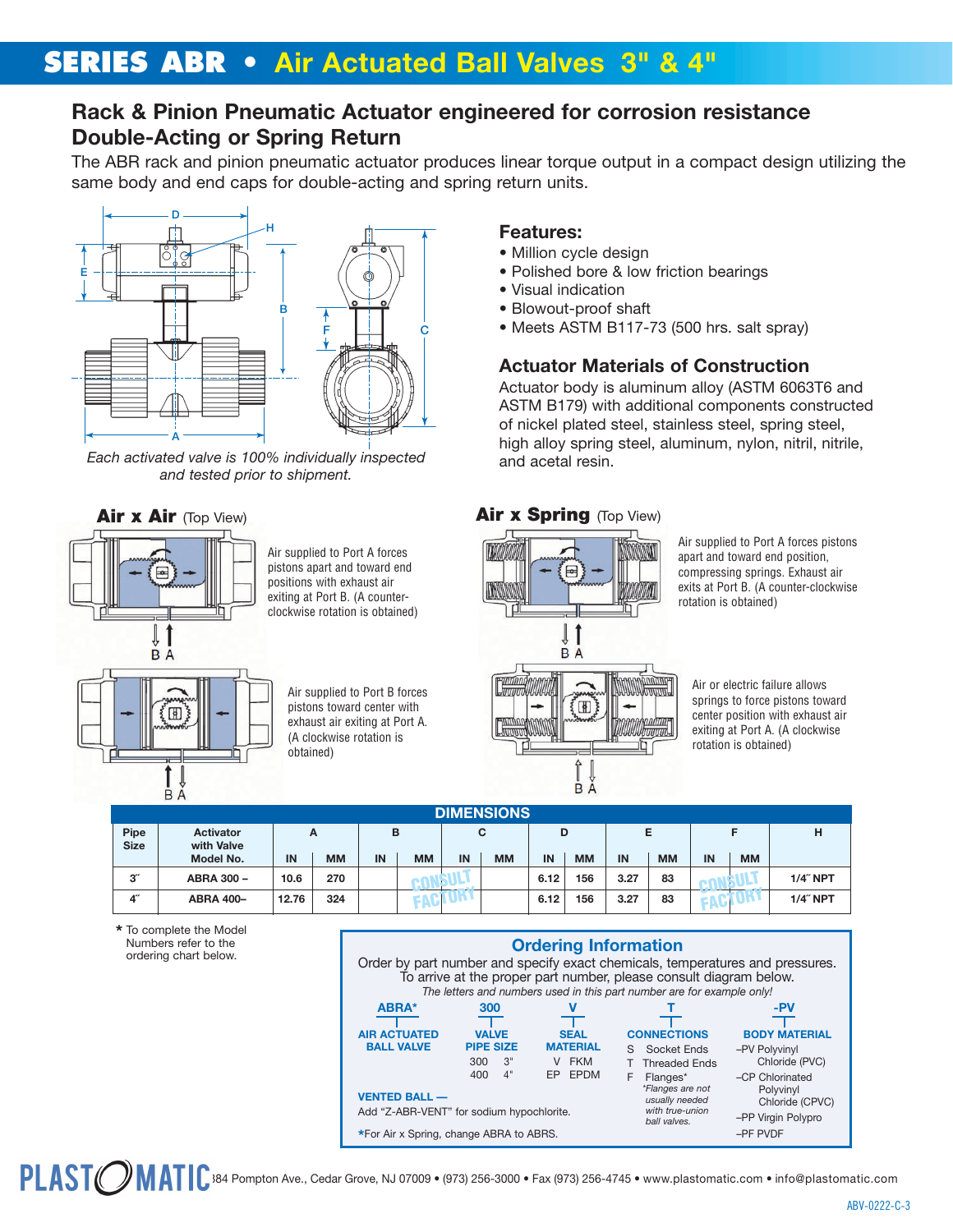# SERIES ABR • Air Actuated Ball Valves 3" & 4"

## Rack & Pinion Pneumatic Actuator engineered for corrosion resistance Double-Acting or Spring Return

The ABR rack and pinion pneumatic actuator produces linear torque output in a compact design utilizing the same body and end caps for double-acting and spring return units.

D
H
E
B
F
C
A

*Each activated valve is 100% individually inspected and tested prior to shipment.*

### Features:

- Million cycle design
- Polished bore & low friction bearings
- Visual indication
- Blowout-proof shaft
- Meets ASTM B117-73 (500 hrs. salt spray)

### Actuator Materials of Construction

Actuator body is aluminum alloy (ASTM 6063T6 and ASTM B179) with additional components constructed of nickel plated steel, stainless steel, spring steel, high alloy spring steel, aluminum, nylon, nitril, nitrile, and acetal resin.

### Air x Air (Top View)

B A

Air supplied to Port A forces pistons apart and toward end positions with exhaust air exiting at Port B. (A counter-clockwise rotation is obtained)

B A

Air supplied to Port B forces pistons toward center with exhaust air exiting at Port A. (A clockwise rotation is obtained)

### Air x Spring (Top View)

B A

Air supplied to Port A forces pistons apart and toward end position, compressing springs. Exhaust air exits at Port B. (A counter-clockwise rotation is obtained)

B A

Air or electric failure allows springs to force pistons toward center position with exhaust air exiting at Port A. (A clockwise rotation is obtained)

**DIMENSIONS**

| Pipe Size | Activator with Valve Model No. | A | | B | | C | | D | | E | | F | | H |
|---|---|---|---|---|---|---|---|---|---|---|---|---|---|---|
| | | IN | MM | IN | MM | IN | MM | IN | MM | IN | MM | IN | MM | |
| 3˝ | ABRA 300 – | 10.6 | 270 | | CONSULT FACTORY | | | 6.12 | 156 | 3.27 | 83 | | CONSULT FACTORY | 1/4˝ NPT |
| 4˝ | ABRA 400– | 12.76 | 324 | | | | | 6.12 | 156 | 3.27 | 83 | | | 1/4˝ NPT |

\* To complete the Model Numbers refer to the ordering chart below.

### Ordering Information

Order by part number and specify exact chemicals, temperatures and pressures. To arrive at the proper part number, please consult diagram below.

*The letters and numbers used in this part number are for example only!*

| ABRA* | 300 | V | T | -PV |
|---|---|---|---|---|
| **AIR ACTUATED BALL VALVE** | **VALVE PIPE SIZE** | **SEAL MATERIAL** | **CONNECTIONS** | **BODY MATERIAL** |
| | 300 3" | V FKM | S Socket Ends | –PV Polyvinyl Chloride (PVC) |
| | 400 4" | EP EPDM | T Threaded Ends | –CP Chlorinated Polyvinyl Chloride (CPVC) |
| | | | F Flanges* | –PP Virgin Polypro |
| | | | *\*Flanges are not usually needed with true-union ball valves.* | –PF PVDF |

**VENTED BALL —** Add "Z-ABR-VENT" for sodium hypochlorite.

\*For Air x Spring, change ABRA to ABRS.

PLASTOMATIC 384 Pompton Ave., Cedar Grove, NJ 07009 • (973) 256-3000 • Fax (973) 256-4745 • www.plastomatic.com • info@plastomatic.com

ABV-0222-C-3